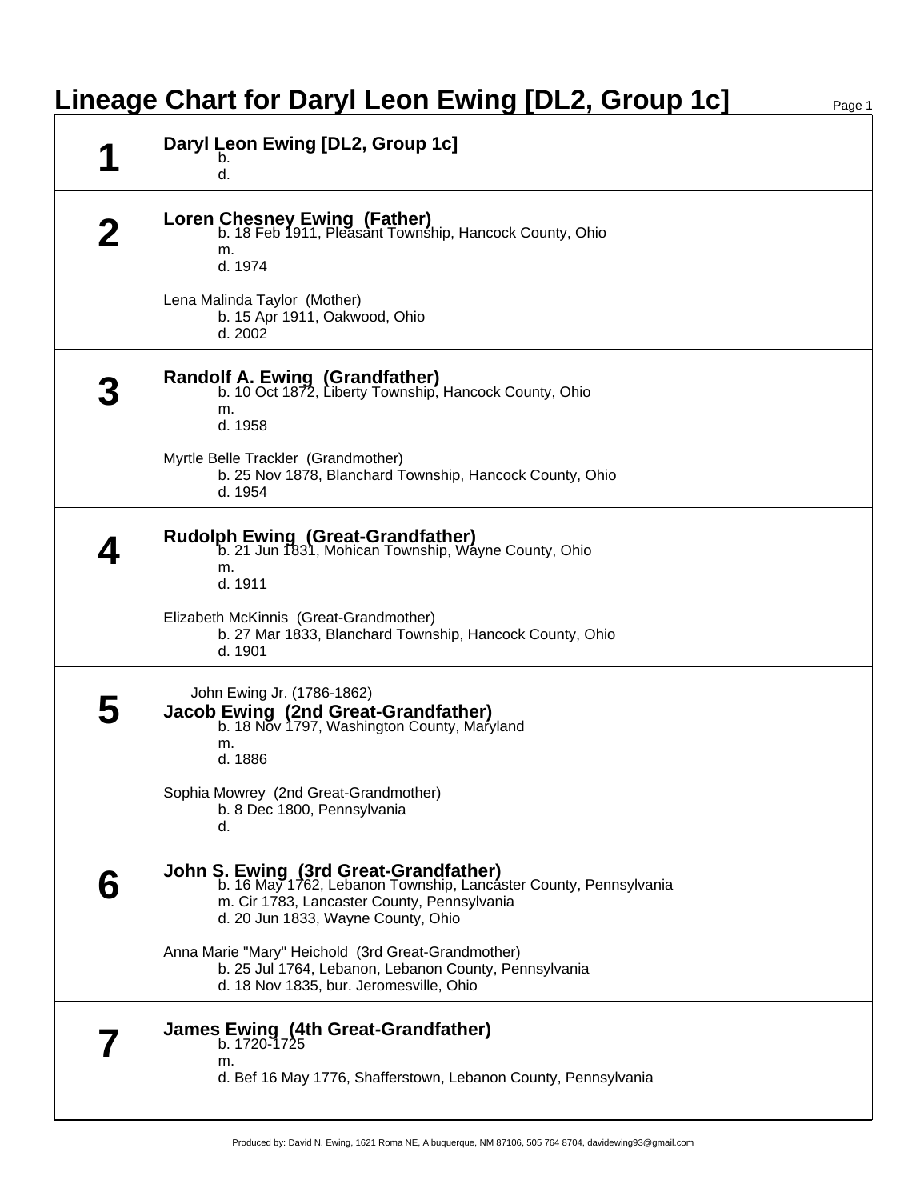# Lineage Chart for Daryl Leon Ewing [DL2, Group 1c]

## 1

**Daryl Leon Ewing [DL2, Group 1c]**
b.
d.

## 2

**Loren Chesney Ewing (Father)**
b. 18 Feb 1911, Pleasant Township, Hancock County, Ohio
m.
d. 1974

Lena Malinda Taylor (Mother)
b. 15 Apr 1911, Oakwood, Ohio
d. 2002

## 3

**Randolf A. Ewing (Grandfather)**
b. 10 Oct 1872, Liberty Township, Hancock County, Ohio
m.
d. 1958

Myrtle Belle Trackler (Grandmother)
b. 25 Nov 1878, Blanchard Township, Hancock County, Ohio
d. 1954

## 4

**Rudolph Ewing (Great-Grandfather)**
b. 21 Jun 1831, Mohican Township, Wayne County, Ohio
m.
d. 1911

Elizabeth McKinnis (Great-Grandmother)
b. 27 Mar 1833, Blanchard Township, Hancock County, Ohio
d. 1901

## 5

John Ewing Jr. (1786-1862)

**Jacob Ewing (2nd Great-Grandfather)**
b. 18 Nov 1797, Washington County, Maryland
m.
d. 1886

Sophia Mowrey (2nd Great-Grandmother)
b. 8 Dec 1800, Pennsylvania
d.

## 6

**John S. Ewing (3rd Great-Grandfather)**
b. 16 May 1762, Lebanon Township, Lancaster County, Pennsylvania
m. Cir 1783, Lancaster County, Pennsylvania
d. 20 Jun 1833, Wayne County, Ohio

Anna Marie "Mary" Heichold (3rd Great-Grandmother)
b. 25 Jul 1764, Lebanon, Lebanon County, Pennsylvania
d. 18 Nov 1835, bur. Jeromesville, Ohio

## 7

**James Ewing (4th Great-Grandfather)**
b. 1720-1725
m.
d. Bef 16 May 1776, Shafferstown, Lebanon County, Pennsylvania

Produced by: David N. Ewing, 1621 Roma NE, Albuquerque, NM 87106, 505 764 8704, davidewing93@gmail.com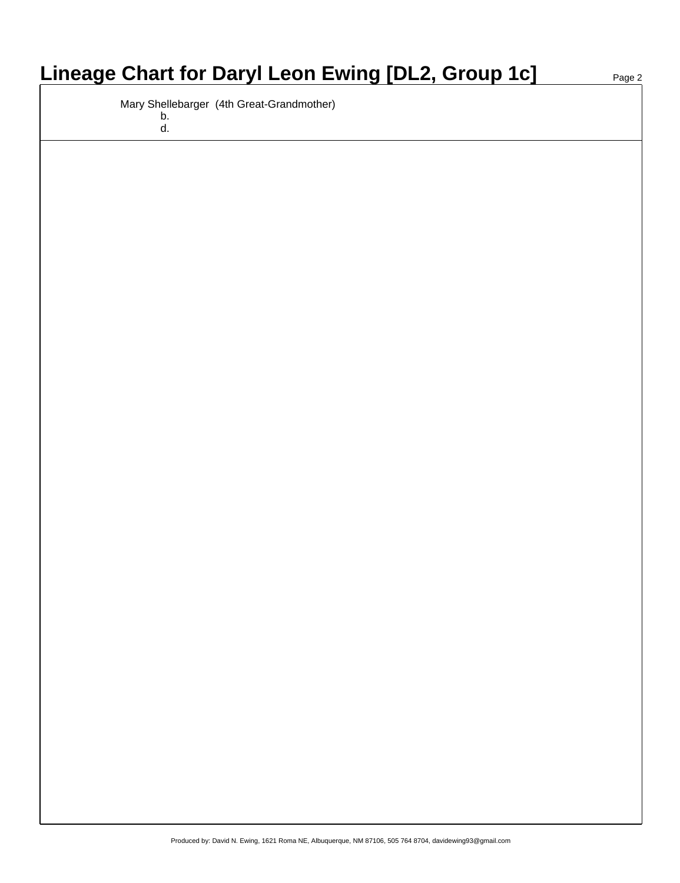Mary Shellebarger (4th Great-Grandmother)
b.
d.